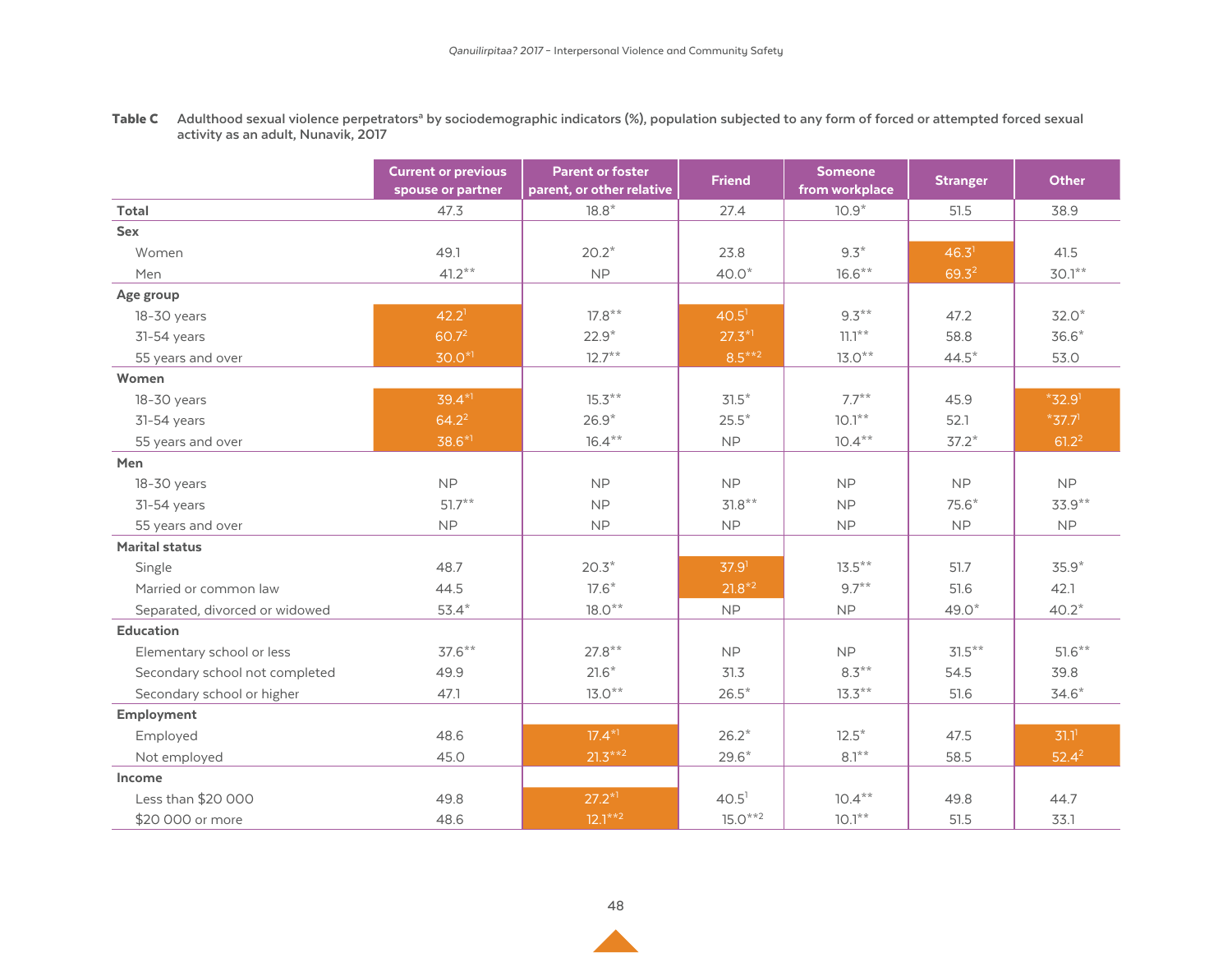**Table C** Adulthood sexual violence perpetrators[a] by sociodemographic indicators (%), population subjected to any form of forced or attempted forced sexual activity as an adult, Nunavik, 2017

| | Current or previous spouse or partner | Parent or foster parent, or other relative | Friend | Someone from workplace | Stranger | Other |
|---|---|---|---|---|---|---|
| **Total** | 47.3 | 18.8* | 27.4 | 10.9* | 51.5 | 38.9 |
| **Sex** | | | | | | |
| Women | 49.1 | 20.2* | 23.8 | 9.3* | 46.3[1] | 41.5 |
| Men | 41.2** | NP | 40.0* | 16.6** | 69.3[2] | 30.1** |
| **Age group** | | | | | | |
| 18-30 years | 42.2[1] | 17.8** | 40.5[1] | 9.3** | 47.2 | 32.0* |
| 31-54 years | 60.7[2] | 22.9* | 27.3*[1] | 11.1** | 58.8 | 36.6* |
| 55 years and over | 30.0*[1] | 12.7** | 8.5**[2] | 13.0** | 44.5* | 53.0 |
| **Women** | | | | | | |
| 18-30 years | 39.4*[1] | 15.3** | 31.5* | 7.7** | 45.9 | *32.9[1] |
| 31-54 years | 64.2[2] | 26.9* | 25.5* | 10.1** | 52.1 | *37.7[1] |
| 55 years and over | 38.6*[1] | 16.4** | NP | 10.4** | 37.2* | 61.2[2] |
| **Men** | | | | | | |
| 18-30 years | NP | NP | NP | NP | NP | NP |
| 31-54 years | 51.7** | NP | 31.8** | NP | 75.6* | 33.9** |
| 55 years and over | NP | NP | NP | NP | NP | NP |
| **Marital status** | | | | | | |
| Single | 48.7 | 20.3* | 37.9[1] | 13.5** | 51.7 | 35.9* |
| Married or common law | 44.5 | 17.6* | 21.8*[2] | 9.7** | 51.6 | 42.1 |
| Separated, divorced or widowed | 53.4* | 18.0** | NP | NP | 49.0* | 40.2* |
| **Education** | | | | | | |
| Elementary school or less | 37.6** | 27.8** | NP | NP | 31.5** | 51.6** |
| Secondary school not completed | 49.9 | 21.6* | 31.3 | 8.3** | 54.5 | 39.8 |
| Secondary school or higher | 47.1 | 13.0** | 26.5* | 13.3** | 51.6 | 34.6* |
| **Employment** | | | | | | |
| Employed | 48.6 | 17.4*[1] | 26.2* | 12.5* | 47.5 | 31.1[1] |
| Not employed | 45.0 | 21.3**[2] | 29.6* | 8.1** | 58.5 | 52.4[2] |
| **Income** | | | | | | |
| Less than $20 000 | 49.8 | 27.2*[1] | 40.5[1] | 10.4** | 49.8 | 44.7 |
| $20 000 or more | 48.6 | 12.1**[2] | 15.0**[2] | 10.1** | 51.5 | 33.1 |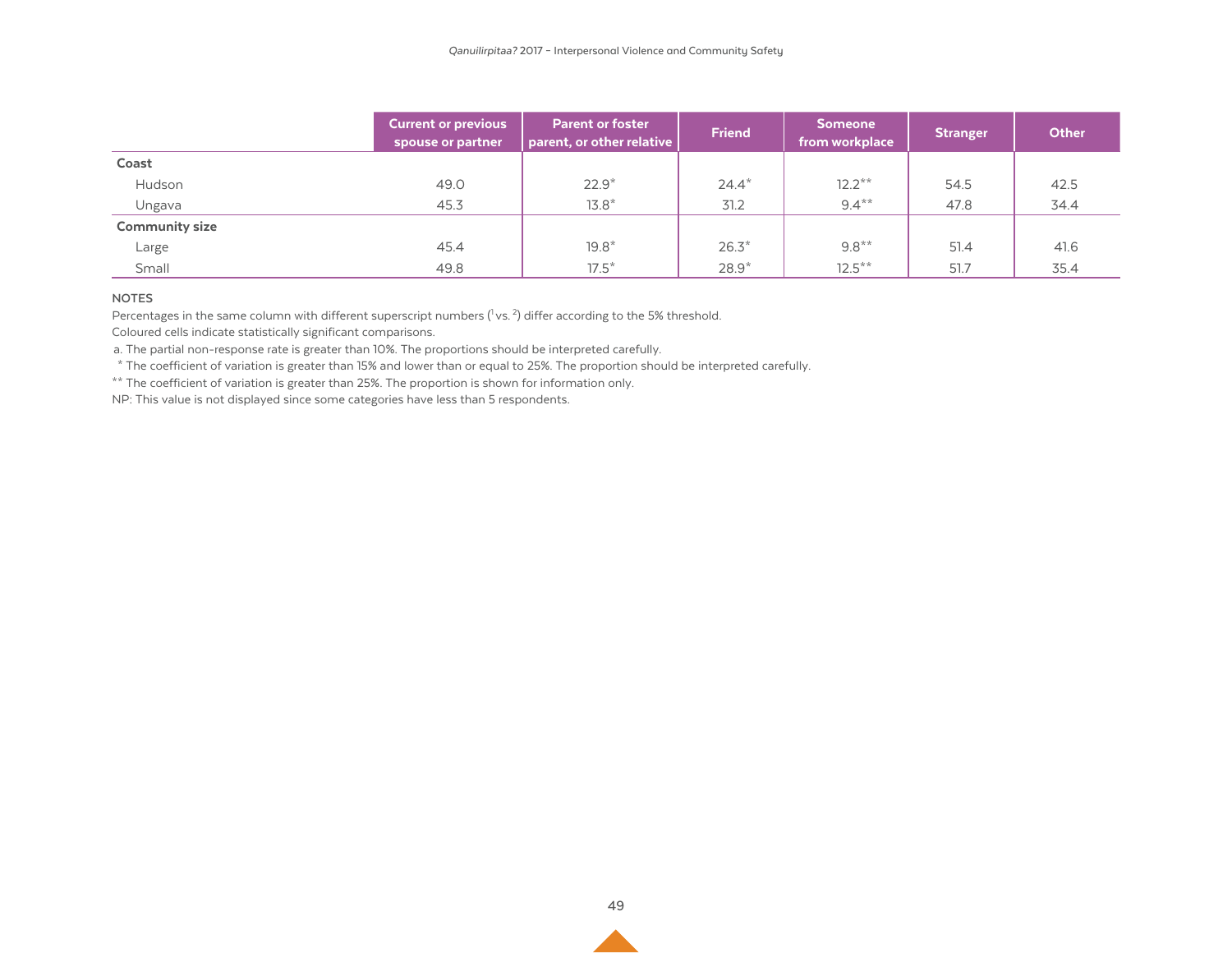| | Current or previous spouse or partner | Parent or foster parent, or other relative | Friend | Someone from workplace | Stranger | Other |
|---|---|---|---|---|---|---|
| **Coast** | | | | | | |
| Hudson | 49.0 | 22.9* | 24.4* | 12.2** | 54.5 | 42.5 |
| Ungava | 45.3 | 13.8* | 31.2 | 9.4** | 47.8 | 34.4 |
| **Community size** | | | | | | |
| Large | 45.4 | 19.8* | 26.3* | 9.8** | 51.4 | 41.6 |
| Small | 49.8 | 17.5* | 28.9* | 12.5** | 51.7 | 35.4 |

NOTES

Percentages in the same column with different superscript numbers ([1] vs. [2]) differ according to the 5% threshold.

Coloured cells indicate statistically significant comparisons.

a. The partial non-response rate is greater than 10%. The proportions should be interpreted carefully.

\* The coefficient of variation is greater than 15% and lower than or equal to 25%. The proportion should be interpreted carefully.

** The coefficient of variation is greater than 25%. The proportion is shown for information only.

NP: This value is not displayed since some categories have less than 5 respondents.